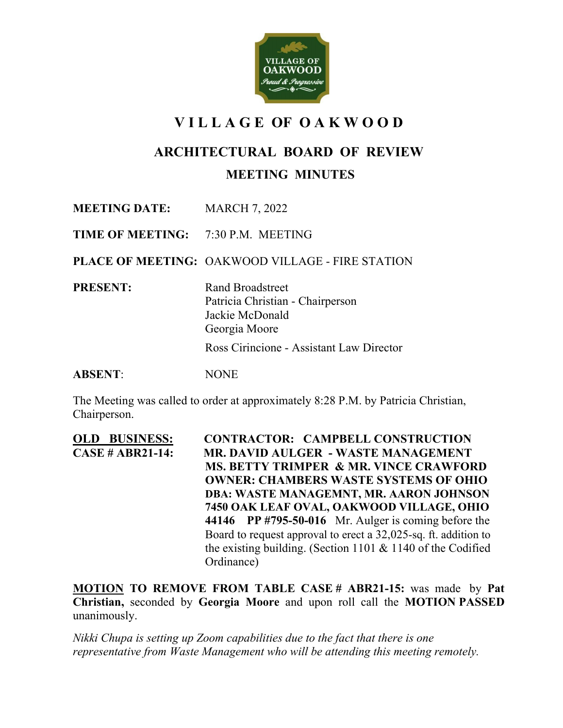# VILLAGE OF OAKWOOD

## ARCHITECTURAL BOARD OF REVIEW

### MEETING MINUTES

**MEETING DATE:** MARCH 7, 2022

**TIME OF MEETING:** 7:30 P.M. MEETING

**PLACE OF MEETING:** OAKWOOD VILLAGE - FIRE STATION

**PRESENT:**
Rand Broadstreet
Patricia Christian - Chairperson
Jackie McDonald
Georgia Moore

Ross Cirincione - Assistant Law Director

**ABSENT**: NONE

The Meeting was called to order at approximately 8:28 P.M. by Patricia Christian, Chairperson.

**OLD BUSINESS:**
**CASE # ABR21-14:**
**CONTRACTOR: CAMPBELL CONSTRUCTION**
**MR. DAVID AULGER - WASTE MANAGEMENT**
**MS. BETTY TRIMPER & MR. VINCE CRAWFORD**
**OWNER: CHAMBERS WASTE SYSTEMS OF OHIO**
**DBA: WASTE MANAGEMNT, MR. AARON JOHNSON**
**7450 OAK LEAF OVAL, OAKWOOD VILLAGE, OHIO 44146 PP #795-50-016** Mr. Aulger is coming before the Board to request approval to erect a 32,025-sq. ft. addition to the existing building. (Section 1101 & 1140 of the Codified Ordinance)

**MOTION TO REMOVE FROM TABLE CASE # ABR21-15:** was made by **Pat Christian,** seconded by **Georgia Moore** and upon roll call the **MOTION PASSED** unanimously.

*Nikki Chupa is setting up Zoom capabilities due to the fact that there is one representative from Waste Management who will be attending this meeting remotely.*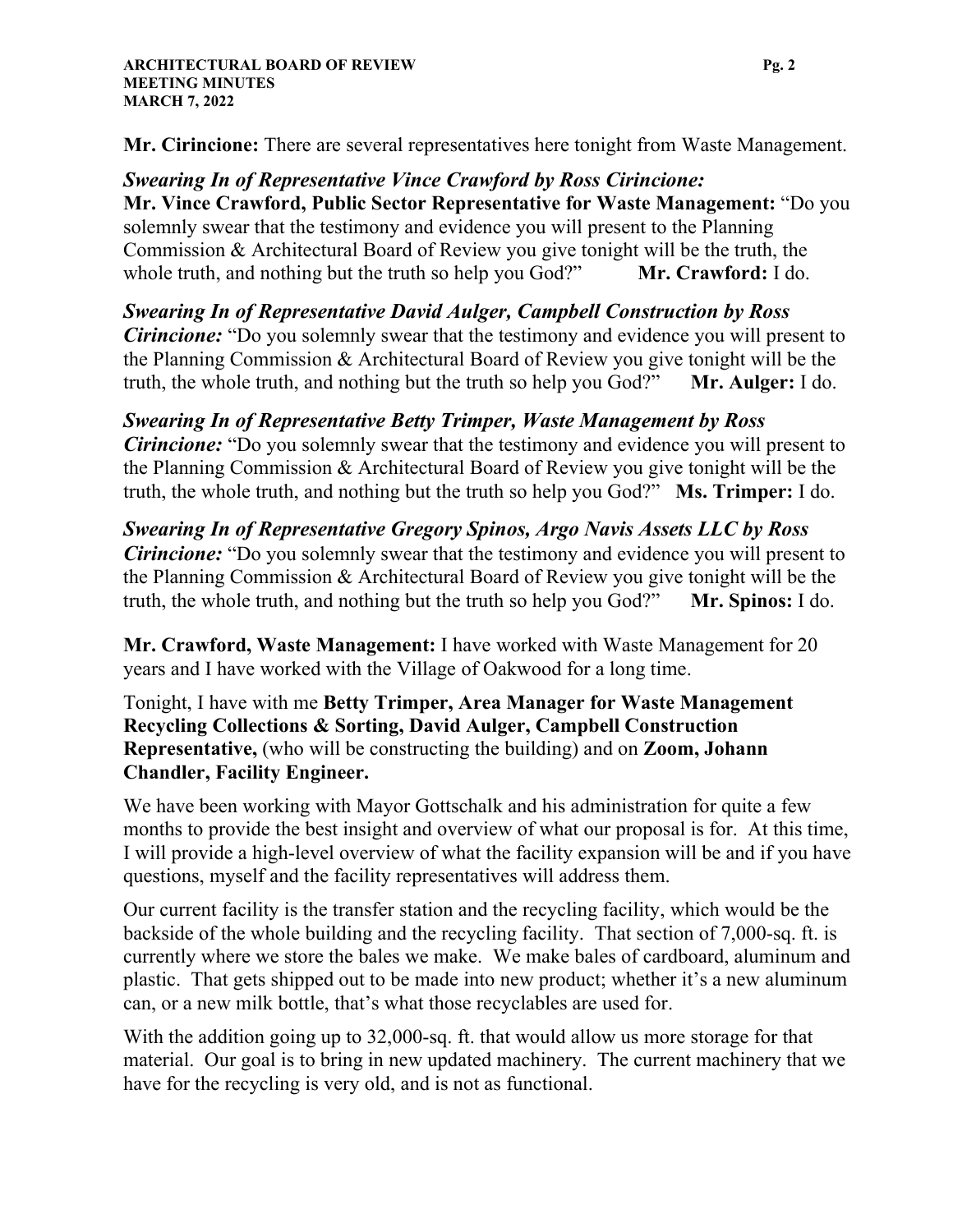**Mr. Cirincione:** There are several representatives here tonight from Waste Management.

***Swearing In of Representative Vince Crawford by Ross Cirincione:***
**Mr. Vince Crawford, Public Sector Representative for Waste Management:** "Do you solemnly swear that the testimony and evidence you will present to the Planning Commission & Architectural Board of Review you give tonight will be the truth, the whole truth, and nothing but the truth so help you God?" **Mr. Crawford:** I do.

***Swearing In of Representative David Aulger, Campbell Construction by Ross Cirincione:*** "Do you solemnly swear that the testimony and evidence you will present to the Planning Commission & Architectural Board of Review you give tonight will be the truth, the whole truth, and nothing but the truth so help you God?" **Mr. Aulger:** I do.

***Swearing In of Representative Betty Trimper, Waste Management by Ross Cirincione:*** "Do you solemnly swear that the testimony and evidence you will present to the Planning Commission & Architectural Board of Review you give tonight will be the truth, the whole truth, and nothing but the truth so help you God?" **Ms. Trimper:** I do.

***Swearing In of Representative Gregory Spinos, Argo Navis Assets LLC by Ross Cirincione:*** "Do you solemnly swear that the testimony and evidence you will present to the Planning Commission & Architectural Board of Review you give tonight will be the truth, the whole truth, and nothing but the truth so help you God?" **Mr. Spinos:** I do.

**Mr. Crawford, Waste Management:** I have worked with Waste Management for 20 years and I have worked with the Village of Oakwood for a long time.

Tonight, I have with me **Betty Trimper, Area Manager for Waste Management Recycling Collections & Sorting, David Aulger, Campbell Construction Representative,** (who will be constructing the building) and on **Zoom, Johann Chandler, Facility Engineer.**

We have been working with Mayor Gottschalk and his administration for quite a few months to provide the best insight and overview of what our proposal is for. At this time, I will provide a high-level overview of what the facility expansion will be and if you have questions, myself and the facility representatives will address them.

Our current facility is the transfer station and the recycling facility, which would be the backside of the whole building and the recycling facility. That section of 7,000-sq. ft. is currently where we store the bales we make. We make bales of cardboard, aluminum and plastic. That gets shipped out to be made into new product; whether it's a new aluminum can, or a new milk bottle, that's what those recyclables are used for.

With the addition going up to 32,000-sq. ft. that would allow us more storage for that material. Our goal is to bring in new updated machinery. The current machinery that we have for the recycling is very old, and is not as functional.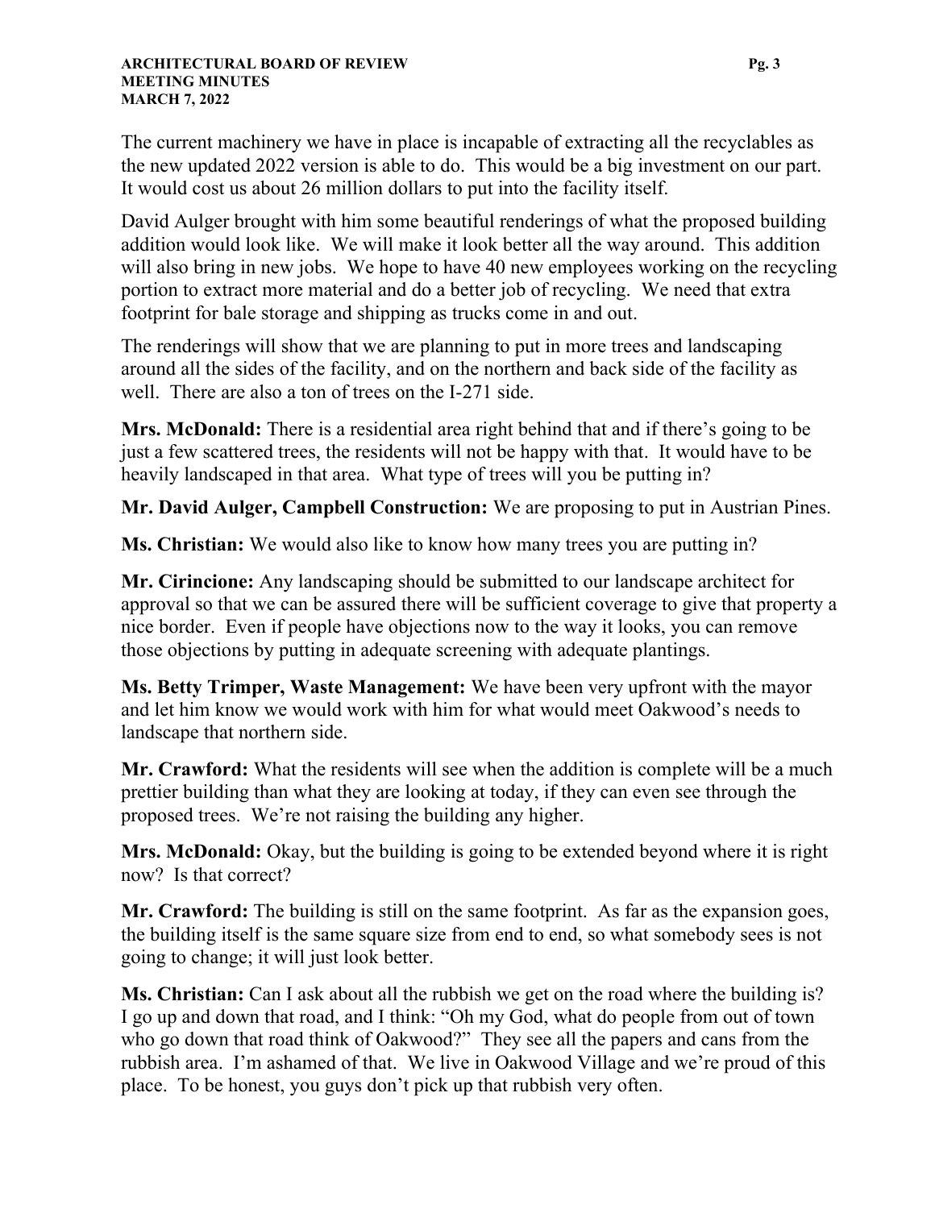The current machinery we have in place is incapable of extracting all the recyclables as the new updated 2022 version is able to do. This would be a big investment on our part. It would cost us about 26 million dollars to put into the facility itself.

David Aulger brought with him some beautiful renderings of what the proposed building addition would look like. We will make it look better all the way around. This addition will also bring in new jobs. We hope to have 40 new employees working on the recycling portion to extract more material and do a better job of recycling. We need that extra footprint for bale storage and shipping as trucks come in and out.

The renderings will show that we are planning to put in more trees and landscaping around all the sides of the facility, and on the northern and back side of the facility as well. There are also a ton of trees on the I-271 side.

**Mrs. McDonald:** There is a residential area right behind that and if there's going to be just a few scattered trees, the residents will not be happy with that. It would have to be heavily landscaped in that area. What type of trees will you be putting in?

**Mr. David Aulger, Campbell Construction:** We are proposing to put in Austrian Pines.

**Ms. Christian:** We would also like to know how many trees you are putting in?

**Mr. Cirincione:** Any landscaping should be submitted to our landscape architect for approval so that we can be assured there will be sufficient coverage to give that property a nice border. Even if people have objections now to the way it looks, you can remove those objections by putting in adequate screening with adequate plantings.

**Ms. Betty Trimper, Waste Management:** We have been very upfront with the mayor and let him know we would work with him for what would meet Oakwood's needs to landscape that northern side.

**Mr. Crawford:** What the residents will see when the addition is complete will be a much prettier building than what they are looking at today, if they can even see through the proposed trees. We're not raising the building any higher.

**Mrs. McDonald:** Okay, but the building is going to be extended beyond where it is right now? Is that correct?

**Mr. Crawford:** The building is still on the same footprint. As far as the expansion goes, the building itself is the same square size from end to end, so what somebody sees is not going to change; it will just look better.

**Ms. Christian:** Can I ask about all the rubbish we get on the road where the building is? I go up and down that road, and I think: "Oh my God, what do people from out of town who go down that road think of Oakwood?" They see all the papers and cans from the rubbish area. I'm ashamed of that. We live in Oakwood Village and we're proud of this place. To be honest, you guys don't pick up that rubbish very often.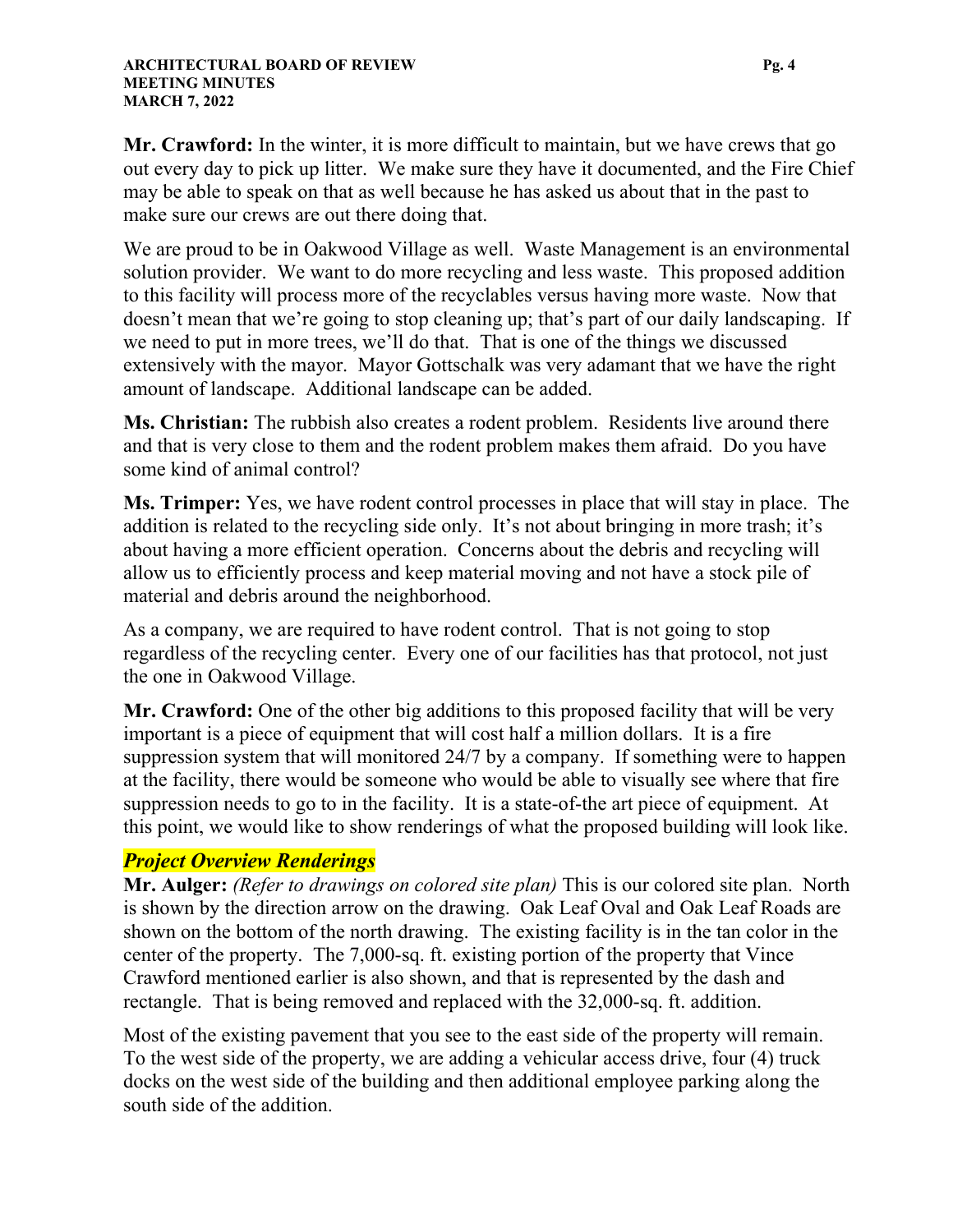**Mr. Crawford:** In the winter, it is more difficult to maintain, but we have crews that go out every day to pick up litter. We make sure they have it documented, and the Fire Chief may be able to speak on that as well because he has asked us about that in the past to make sure our crews are out there doing that.

We are proud to be in Oakwood Village as well. Waste Management is an environmental solution provider. We want to do more recycling and less waste. This proposed addition to this facility will process more of the recyclables versus having more waste. Now that doesn't mean that we're going to stop cleaning up; that's part of our daily landscaping. If we need to put in more trees, we'll do that. That is one of the things we discussed extensively with the mayor. Mayor Gottschalk was very adamant that we have the right amount of landscape. Additional landscape can be added.

**Ms. Christian:** The rubbish also creates a rodent problem. Residents live around there and that is very close to them and the rodent problem makes them afraid. Do you have some kind of animal control?

**Ms. Trimper:** Yes, we have rodent control processes in place that will stay in place. The addition is related to the recycling side only. It's not about bringing in more trash; it's about having a more efficient operation. Concerns about the debris and recycling will allow us to efficiently process and keep material moving and not have a stock pile of material and debris around the neighborhood.

As a company, we are required to have rodent control. That is not going to stop regardless of the recycling center. Every one of our facilities has that protocol, not just the one in Oakwood Village.

**Mr. Crawford:** One of the other big additions to this proposed facility that will be very important is a piece of equipment that will cost half a million dollars. It is a fire suppression system that will monitored 24/7 by a company. If something were to happen at the facility, there would be someone who would be able to visually see where that fire suppression needs to go to in the facility. It is a state-of-the art piece of equipment. At this point, we would like to show renderings of what the proposed building will look like.

***Project Overview Renderings***

**Mr. Aulger:** *(Refer to drawings on colored site plan)* This is our colored site plan. North is shown by the direction arrow on the drawing. Oak Leaf Oval and Oak Leaf Roads are shown on the bottom of the north drawing. The existing facility is in the tan color in the center of the property. The 7,000-sq. ft. existing portion of the property that Vince Crawford mentioned earlier is also shown, and that is represented by the dash and rectangle. That is being removed and replaced with the 32,000-sq. ft. addition.

Most of the existing pavement that you see to the east side of the property will remain. To the west side of the property, we are adding a vehicular access drive, four (4) truck docks on the west side of the building and then additional employee parking along the south side of the addition.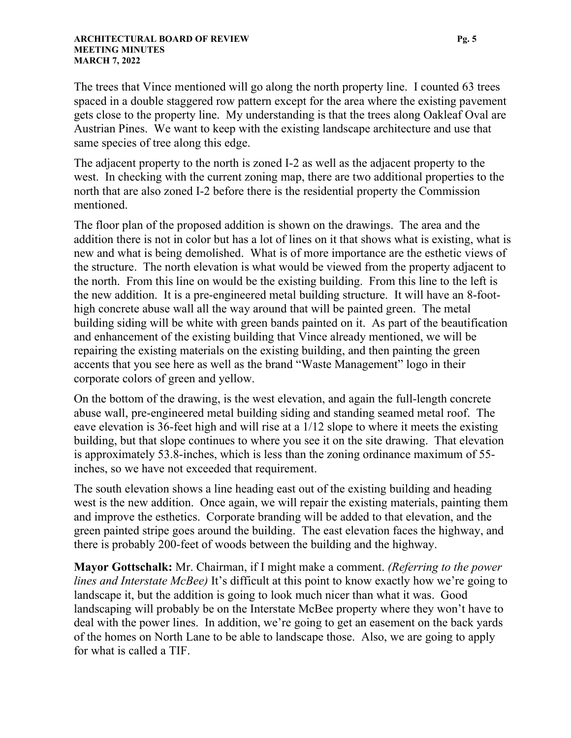The trees that Vince mentioned will go along the north property line. I counted 63 trees spaced in a double staggered row pattern except for the area where the existing pavement gets close to the property line. My understanding is that the trees along Oakleaf Oval are Austrian Pines. We want to keep with the existing landscape architecture and use that same species of tree along this edge.

The adjacent property to the north is zoned I-2 as well as the adjacent property to the west. In checking with the current zoning map, there are two additional properties to the north that are also zoned I-2 before there is the residential property the Commission mentioned.

The floor plan of the proposed addition is shown on the drawings. The area and the addition there is not in color but has a lot of lines on it that shows what is existing, what is new and what is being demolished. What is of more importance are the esthetic views of the structure. The north elevation is what would be viewed from the property adjacent to the north. From this line on would be the existing building. From this line to the left is the new addition. It is a pre-engineered metal building structure. It will have an 8-foot-high concrete abuse wall all the way around that will be painted green. The metal building siding will be white with green bands painted on it. As part of the beautification and enhancement of the existing building that Vince already mentioned, we will be repairing the existing materials on the existing building, and then painting the green accents that you see here as well as the brand "Waste Management" logo in their corporate colors of green and yellow.

On the bottom of the drawing, is the west elevation, and again the full-length concrete abuse wall, pre-engineered metal building siding and standing seamed metal roof. The eave elevation is 36-feet high and will rise at a 1/12 slope to where it meets the existing building, but that slope continues to where you see it on the site drawing. That elevation is approximately 53.8-inches, which is less than the zoning ordinance maximum of 55-inches, so we have not exceeded that requirement.

The south elevation shows a line heading east out of the existing building and heading west is the new addition. Once again, we will repair the existing materials, painting them and improve the esthetics. Corporate branding will be added to that elevation, and the green painted stripe goes around the building. The east elevation faces the highway, and there is probably 200-feet of woods between the building and the highway.

**Mayor Gottschalk:** Mr. Chairman, if I might make a comment. *(Referring to the power lines and Interstate McBee)* It's difficult at this point to know exactly how we're going to landscape it, but the addition is going to look much nicer than what it was. Good landscaping will probably be on the Interstate McBee property where they won't have to deal with the power lines. In addition, we're going to get an easement on the back yards of the homes on North Lane to be able to landscape those. Also, we are going to apply for what is called a TIF.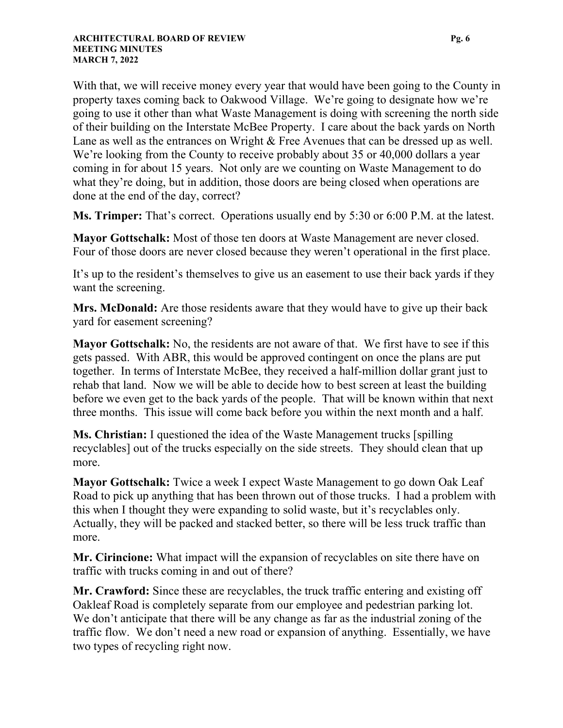With that, we will receive money every year that would have been going to the County in property taxes coming back to Oakwood Village. We're going to designate how we're going to use it other than what Waste Management is doing with screening the north side of their building on the Interstate McBee Property. I care about the back yards on North Lane as well as the entrances on Wright & Free Avenues that can be dressed up as well. We're looking from the County to receive probably about 35 or 40,000 dollars a year coming in for about 15 years. Not only are we counting on Waste Management to do what they're doing, but in addition, those doors are being closed when operations are done at the end of the day, correct?

**Ms. Trimper:** That's correct. Operations usually end by 5:30 or 6:00 P.M. at the latest.

**Mayor Gottschalk:** Most of those ten doors at Waste Management are never closed. Four of those doors are never closed because they weren't operational in the first place.

It's up to the resident's themselves to give us an easement to use their back yards if they want the screening.

**Mrs. McDonald:** Are those residents aware that they would have to give up their back yard for easement screening?

**Mayor Gottschalk:** No, the residents are not aware of that. We first have to see if this gets passed. With ABR, this would be approved contingent on once the plans are put together. In terms of Interstate McBee, they received a half-million dollar grant just to rehab that land. Now we will be able to decide how to best screen at least the building before we even get to the back yards of the people. That will be known within that next three months. This issue will come back before you within the next month and a half.

**Ms. Christian:** I questioned the idea of the Waste Management trucks [spilling recyclables] out of the trucks especially on the side streets. They should clean that up more.

**Mayor Gottschalk:** Twice a week I expect Waste Management to go down Oak Leaf Road to pick up anything that has been thrown out of those trucks. I had a problem with this when I thought they were expanding to solid waste, but it's recyclables only. Actually, they will be packed and stacked better, so there will be less truck traffic than more.

**Mr. Cirincione:** What impact will the expansion of recyclables on site there have on traffic with trucks coming in and out of there?

**Mr. Crawford:** Since these are recyclables, the truck traffic entering and existing off Oakleaf Road is completely separate from our employee and pedestrian parking lot. We don't anticipate that there will be any change as far as the industrial zoning of the traffic flow. We don't need a new road or expansion of anything. Essentially, we have two types of recycling right now.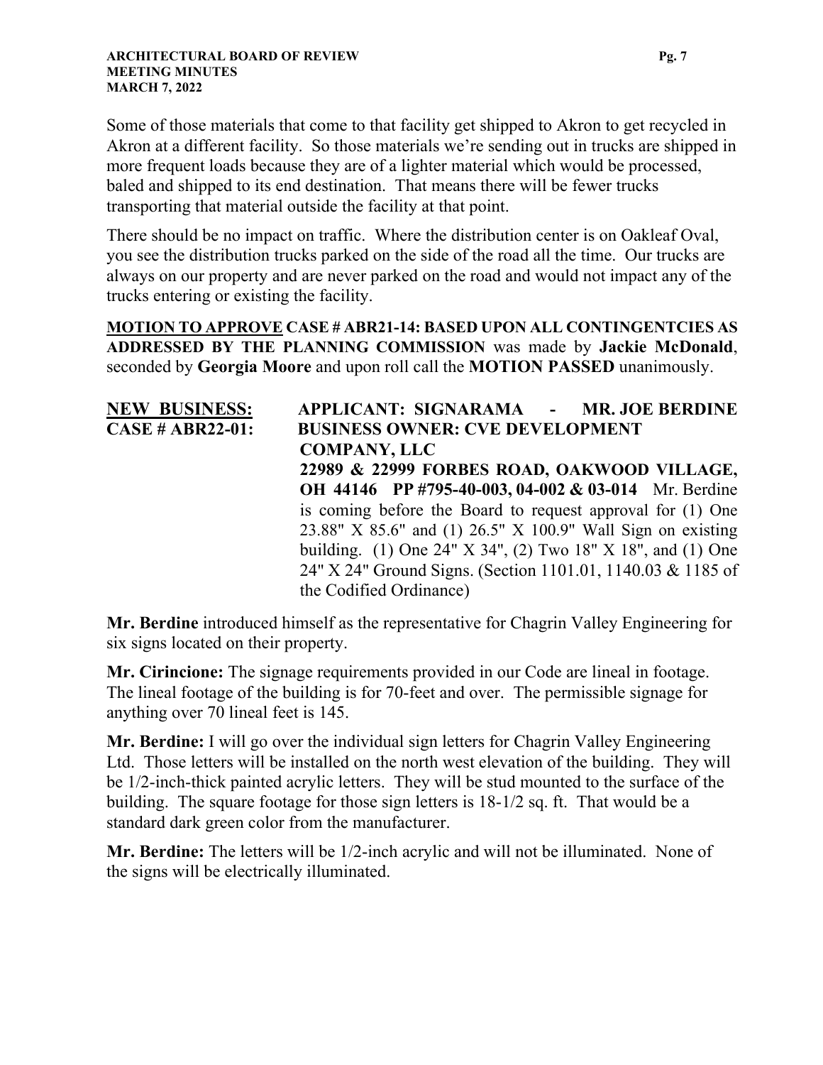Some of those materials that come to that facility get shipped to Akron to get recycled in Akron at a different facility. So those materials we're sending out in trucks are shipped in more frequent loads because they are of a lighter material which would be processed, baled and shipped to its end destination. That means there will be fewer trucks transporting that material outside the facility at that point.

There should be no impact on traffic. Where the distribution center is on Oakleaf Oval, you see the distribution trucks parked on the side of the road all the time. Our trucks are always on our property and are never parked on the road and would not impact any of the trucks entering or existing the facility.

**MOTION TO APPROVE CASE # ABR21-14: BASED UPON ALL CONTINGENTCIES AS ADDRESSED BY THE PLANNING COMMISSION** was made by **Jackie McDonald**, seconded by **Georgia Moore** and upon roll call the **MOTION PASSED** unanimously.

**NEW BUSINESS:** **APPLICANT: SIGNARAMA - MR. JOE BERDINE**
**CASE # ABR22-01:** **BUSINESS OWNER: CVE DEVELOPMENT COMPANY, LLC**
**22989 & 22999 FORBES ROAD, OAKWOOD VILLAGE, OH 44146 PP #795-40-003, 04-002 & 03-014** Mr. Berdine is coming before the Board to request approval for (1) One 23.88" X 85.6" and (1) 26.5" X 100.9" Wall Sign on existing building. (1) One 24" X 34", (2) Two 18" X 18", and (1) One 24" X 24" Ground Signs. (Section 1101.01, 1140.03 & 1185 of the Codified Ordinance)

**Mr. Berdine** introduced himself as the representative for Chagrin Valley Engineering for six signs located on their property.

**Mr. Cirincione:** The signage requirements provided in our Code are lineal in footage. The lineal footage of the building is for 70-feet and over. The permissible signage for anything over 70 lineal feet is 145.

**Mr. Berdine:** I will go over the individual sign letters for Chagrin Valley Engineering Ltd. Those letters will be installed on the north west elevation of the building. They will be 1/2-inch-thick painted acrylic letters. They will be stud mounted to the surface of the building. The square footage for those sign letters is 18-1/2 sq. ft. That would be a standard dark green color from the manufacturer.

**Mr. Berdine:** The letters will be 1/2-inch acrylic and will not be illuminated. None of the signs will be electrically illuminated.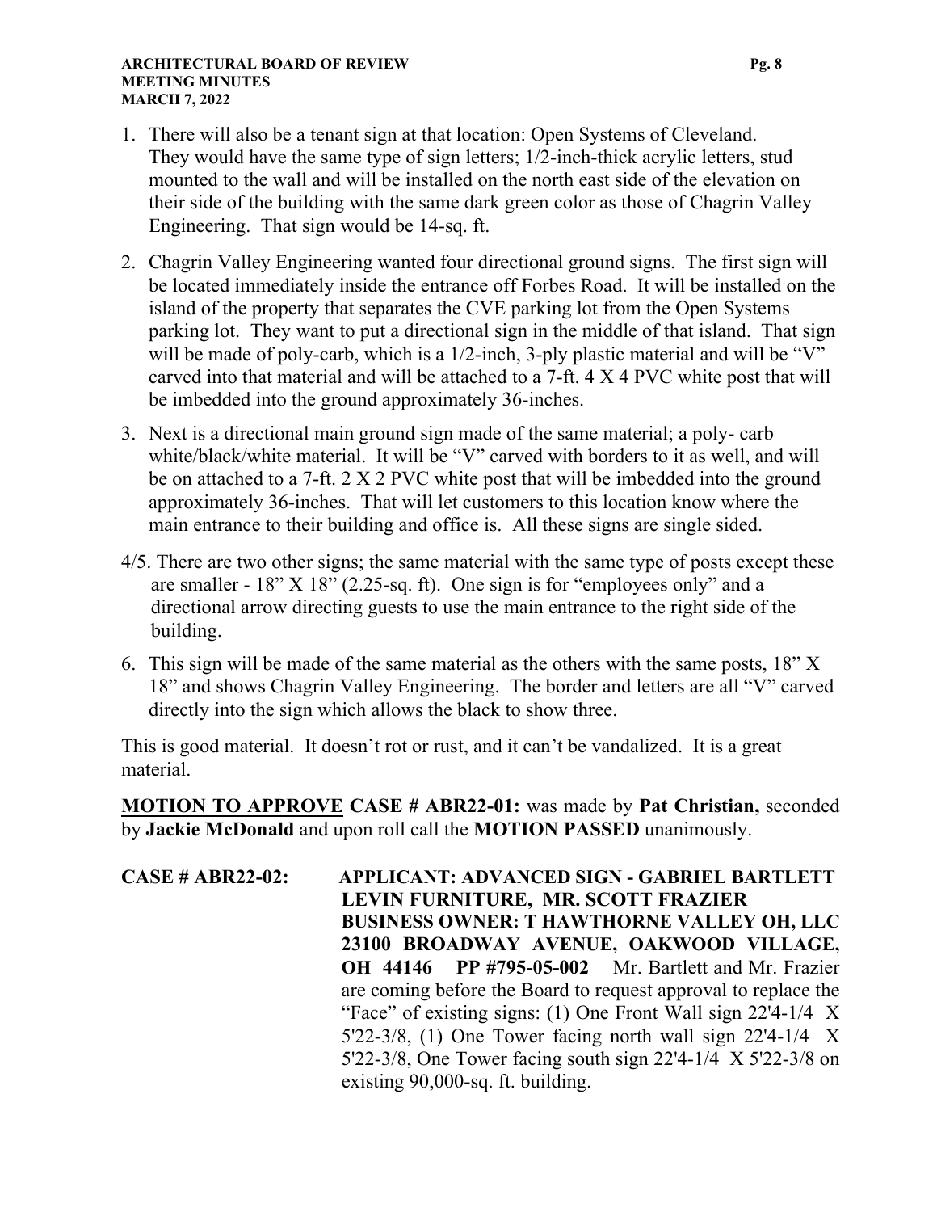1. There will also be a tenant sign at that location: Open Systems of Cleveland. They would have the same type of sign letters; 1/2-inch-thick acrylic letters, stud mounted to the wall and will be installed on the north east side of the elevation on their side of the building with the same dark green color as those of Chagrin Valley Engineering. That sign would be 14-sq. ft.

2. Chagrin Valley Engineering wanted four directional ground signs. The first sign will be located immediately inside the entrance off Forbes Road. It will be installed on the island of the property that separates the CVE parking lot from the Open Systems parking lot. They want to put a directional sign in the middle of that island. That sign will be made of poly-carb, which is a 1/2-inch, 3-ply plastic material and will be "V" carved into that material and will be attached to a 7-ft. 4 X 4 PVC white post that will be imbedded into the ground approximately 36-inches.

3. Next is a directional main ground sign made of the same material; a poly- carb white/black/white material. It will be "V" carved with borders to it as well, and will be on attached to a 7-ft. 2 X 2 PVC white post that will be imbedded into the ground approximately 36-inches. That will let customers to this location know where the main entrance to their building and office is. All these signs are single sided.

4/5. There are two other signs; the same material with the same type of posts except these are smaller - 18" X 18" (2.25-sq. ft). One sign is for "employees only" and a directional arrow directing guests to use the main entrance to the right side of the building.

6. This sign will be made of the same material as the others with the same posts, 18" X 18" and shows Chagrin Valley Engineering. The border and letters are all "V" carved directly into the sign which allows the black to show three.

This is good material. It doesn't rot or rust, and it can't be vandalized. It is a great material.

**MOTION TO APPROVE CASE # ABR22-01:** was made by **Pat Christian,** seconded by **Jackie McDonald** and upon roll call the **MOTION PASSED** unanimously.

**CASE # ABR22-02: APPLICANT: ADVANCED SIGN - GABRIEL BARTLETT LEVIN FURNITURE, MR. SCOTT FRAZIER BUSINESS OWNER: T HAWTHORNE VALLEY OH, LLC 23100 BROADWAY AVENUE, OAKWOOD VILLAGE, OH 44146 PP #795-05-002** Mr. Bartlett and Mr. Frazier are coming before the Board to request approval to replace the "Face" of existing signs: (1) One Front Wall sign 22'4-1/4 X 5'22-3/8, (1) One Tower facing north wall sign 22'4-1/4 X 5'22-3/8, One Tower facing south sign 22'4-1/4 X 5'22-3/8 on existing 90,000-sq. ft. building.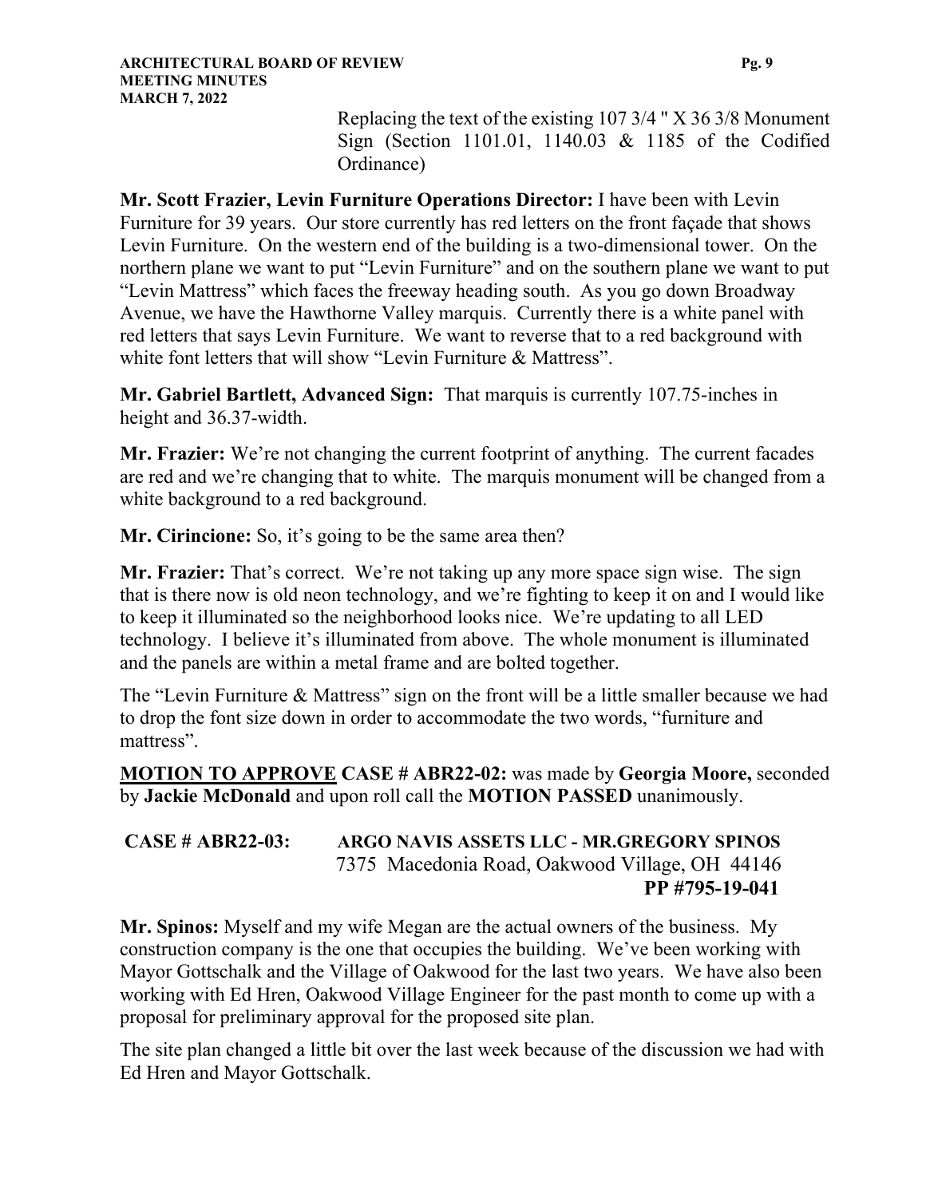Replacing the text of the existing 107 3/4 " X 36 3/8 Monument Sign (Section 1101.01, 1140.03 & 1185 of the Codified Ordinance)

**Mr. Scott Frazier, Levin Furniture Operations Director:** I have been with Levin Furniture for 39 years. Our store currently has red letters on the front façade that shows Levin Furniture. On the western end of the building is a two-dimensional tower. On the northern plane we want to put "Levin Furniture" and on the southern plane we want to put "Levin Mattress" which faces the freeway heading south. As you go down Broadway Avenue, we have the Hawthorne Valley marquis. Currently there is a white panel with red letters that says Levin Furniture. We want to reverse that to a red background with white font letters that will show "Levin Furniture & Mattress".

**Mr. Gabriel Bartlett, Advanced Sign:** That marquis is currently 107.75-inches in height and 36.37-width.

**Mr. Frazier:** We're not changing the current footprint of anything. The current facades are red and we're changing that to white. The marquis monument will be changed from a white background to a red background.

**Mr. Cirincione:** So, it's going to be the same area then?

**Mr. Frazier:** That's correct. We're not taking up any more space sign wise. The sign that is there now is old neon technology, and we're fighting to keep it on and I would like to keep it illuminated so the neighborhood looks nice. We're updating to all LED technology. I believe it's illuminated from above. The whole monument is illuminated and the panels are within a metal frame and are bolted together.

The "Levin Furniture & Mattress" sign on the front will be a little smaller because we had to drop the font size down in order to accommodate the two words, "furniture and mattress".

**MOTION TO APPROVE CASE # ABR22-02:** was made by **Georgia Moore,** seconded by **Jackie McDonald** and upon roll call the **MOTION PASSED** unanimously.

**CASE # ABR22-03:** **ARGO NAVIS ASSETS LLC - MR.GREGORY SPINOS**
7375 Macedonia Road, Oakwood Village, OH 44146
**PP #795-19-041**

**Mr. Spinos:** Myself and my wife Megan are the actual owners of the business. My construction company is the one that occupies the building. We've been working with Mayor Gottschalk and the Village of Oakwood for the last two years. We have also been working with Ed Hren, Oakwood Village Engineer for the past month to come up with a proposal for preliminary approval for the proposed site plan.

The site plan changed a little bit over the last week because of the discussion we had with Ed Hren and Mayor Gottschalk.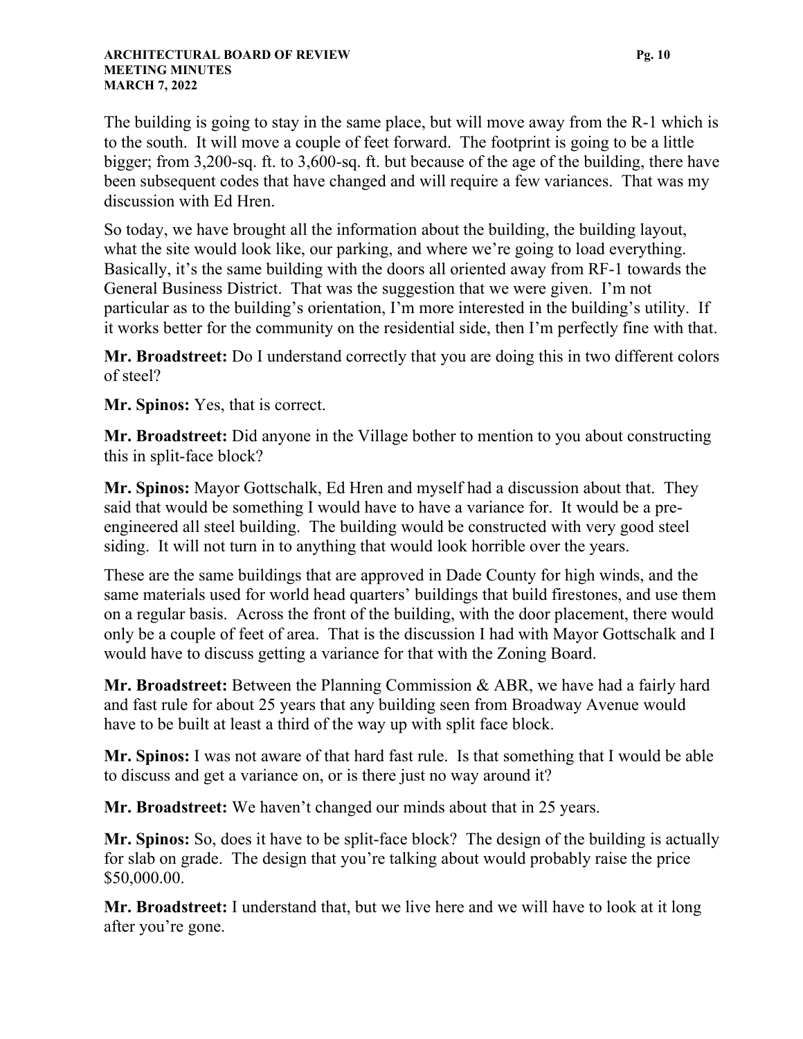The building is going to stay in the same place, but will move away from the R-1 which is to the south. It will move a couple of feet forward. The footprint is going to be a little bigger; from 3,200-sq. ft. to 3,600-sq. ft. but because of the age of the building, there have been subsequent codes that have changed and will require a few variances. That was my discussion with Ed Hren.

So today, we have brought all the information about the building, the building layout, what the site would look like, our parking, and where we're going to load everything. Basically, it's the same building with the doors all oriented away from RF-1 towards the General Business District. That was the suggestion that we were given. I'm not particular as to the building's orientation, I'm more interested in the building's utility. If it works better for the community on the residential side, then I'm perfectly fine with that.

**Mr. Broadstreet:** Do I understand correctly that you are doing this in two different colors of steel?

**Mr. Spinos:** Yes, that is correct.

**Mr. Broadstreet:** Did anyone in the Village bother to mention to you about constructing this in split-face block?

**Mr. Spinos:** Mayor Gottschalk, Ed Hren and myself had a discussion about that. They said that would be something I would have to have a variance for. It would be a pre-engineered all steel building. The building would be constructed with very good steel siding. It will not turn in to anything that would look horrible over the years.

These are the same buildings that are approved in Dade County for high winds, and the same materials used for world head quarters' buildings that build firestones, and use them on a regular basis. Across the front of the building, with the door placement, there would only be a couple of feet of area. That is the discussion I had with Mayor Gottschalk and I would have to discuss getting a variance for that with the Zoning Board.

**Mr. Broadstreet:** Between the Planning Commission & ABR, we have had a fairly hard and fast rule for about 25 years that any building seen from Broadway Avenue would have to be built at least a third of the way up with split face block.

**Mr. Spinos:** I was not aware of that hard fast rule. Is that something that I would be able to discuss and get a variance on, or is there just no way around it?

**Mr. Broadstreet:** We haven't changed our minds about that in 25 years.

**Mr. Spinos:** So, does it have to be split-face block? The design of the building is actually for slab on grade. The design that you're talking about would probably raise the price $50,000.00.

**Mr. Broadstreet:** I understand that, but we live here and we will have to look at it long after you're gone.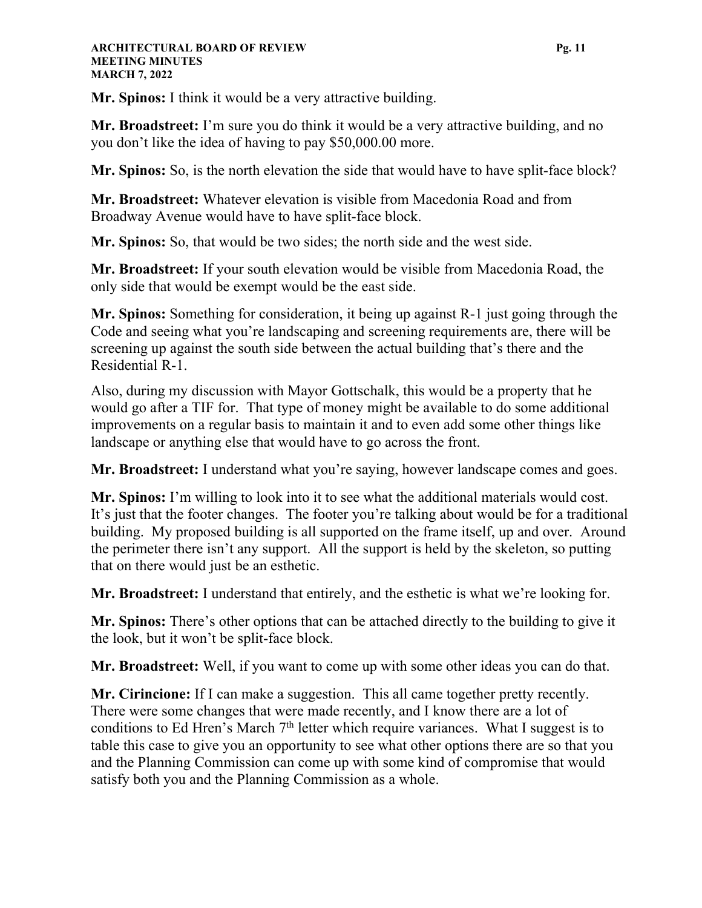**Mr. Spinos:** I think it would be a very attractive building.

**Mr. Broadstreet:** I'm sure you do think it would be a very attractive building, and no you don't like the idea of having to pay $50,000.00 more.

**Mr. Spinos:** So, is the north elevation the side that would have to have split-face block?

**Mr. Broadstreet:** Whatever elevation is visible from Macedonia Road and from Broadway Avenue would have to have split-face block.

**Mr. Spinos:** So, that would be two sides; the north side and the west side.

**Mr. Broadstreet:** If your south elevation would be visible from Macedonia Road, the only side that would be exempt would be the east side.

**Mr. Spinos:** Something for consideration, it being up against R-1 just going through the Code and seeing what you're landscaping and screening requirements are, there will be screening up against the south side between the actual building that's there and the Residential R-1.

Also, during my discussion with Mayor Gottschalk, this would be a property that he would go after a TIF for. That type of money might be available to do some additional improvements on a regular basis to maintain it and to even add some other things like landscape or anything else that would have to go across the front.

**Mr. Broadstreet:** I understand what you're saying, however landscape comes and goes.

**Mr. Spinos:** I'm willing to look into it to see what the additional materials would cost. It's just that the footer changes. The footer you're talking about would be for a traditional building. My proposed building is all supported on the frame itself, up and over. Around the perimeter there isn't any support. All the support is held by the skeleton, so putting that on there would just be an esthetic.

**Mr. Broadstreet:** I understand that entirely, and the esthetic is what we're looking for.

**Mr. Spinos:** There's other options that can be attached directly to the building to give it the look, but it won't be split-face block.

**Mr. Broadstreet:** Well, if you want to come up with some other ideas you can do that.

**Mr. Cirincione:** If I can make a suggestion. This all came together pretty recently. There were some changes that were made recently, and I know there are a lot of conditions to Ed Hren's March 7th letter which require variances. What I suggest is to table this case to give you an opportunity to see what other options there are so that you and the Planning Commission can come up with some kind of compromise that would satisfy both you and the Planning Commission as a whole.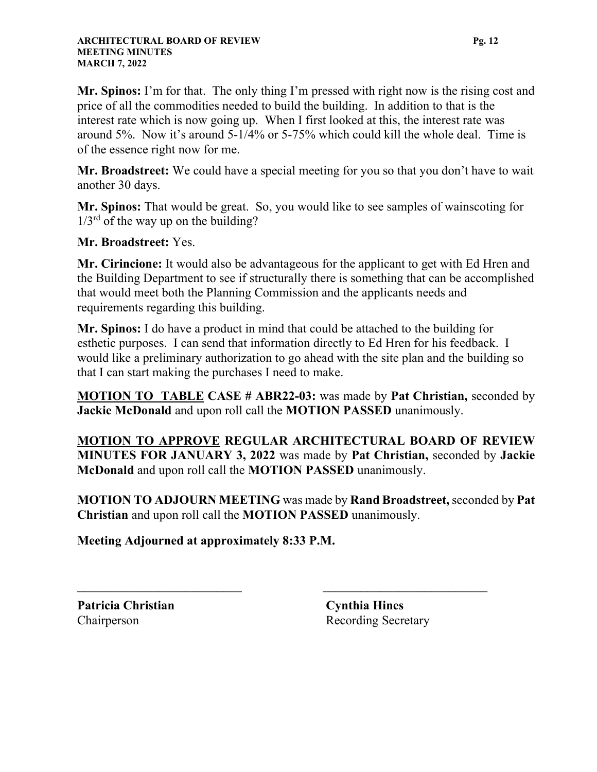**Mr. Spinos:** I'm for that. The only thing I'm pressed with right now is the rising cost and price of all the commodities needed to build the building. In addition to that is the interest rate which is now going up. When I first looked at this, the interest rate was around 5%. Now it's around 5-1/4% or 5-75% which could kill the whole deal. Time is of the essence right now for me.

**Mr. Broadstreet:** We could have a special meeting for you so that you don't have to wait another 30 days.

**Mr. Spinos:** That would be great. So, you would like to see samples of wainscoting for 1/3rd of the way up on the building?

**Mr. Broadstreet:** Yes.

**Mr. Cirincione:** It would also be advantageous for the applicant to get with Ed Hren and the Building Department to see if structurally there is something that can be accomplished that would meet both the Planning Commission and the applicants needs and requirements regarding this building.

**Mr. Spinos:** I do have a product in mind that could be attached to the building for esthetic purposes. I can send that information directly to Ed Hren for his feedback. I would like a preliminary authorization to go ahead with the site plan and the building so that I can start making the purchases I need to make.

**MOTION TO TABLE CASE # ABR22-03:** was made by **Pat Christian,** seconded by **Jackie McDonald** and upon roll call the **MOTION PASSED** unanimously.

**MOTION TO APPROVE REGULAR ARCHITECTURAL BOARD OF REVIEW MINUTES FOR JANUARY 3, 2022** was made by **Pat Christian,** seconded by **Jackie McDonald** and upon roll call the **MOTION PASSED** unanimously.

**MOTION TO ADJOURN MEETING** was made by **Rand Broadstreet,** seconded by **Pat Christian** and upon roll call the **MOTION PASSED** unanimously.

**Meeting Adjourned at approximately 8:33 P.M.**

___________________________ ___________________________

**Patricia Christian** **Cynthia Hines**
Chairperson Recording Secretary